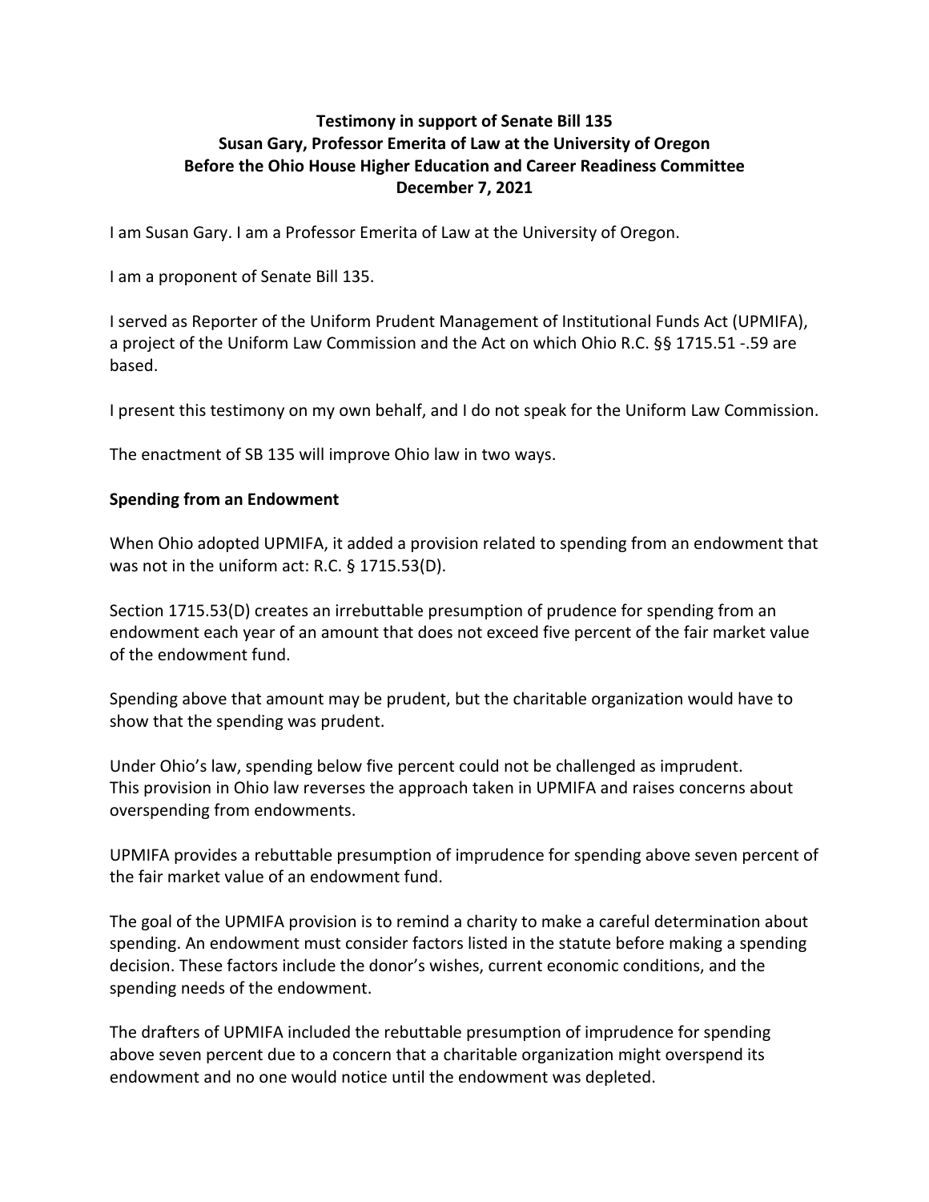**Testimony in support of Senate Bill 135**
**Susan Gary, Professor Emerita of Law at the University of Oregon**
**Before the Ohio House Higher Education and Career Readiness Committee**
**December 7, 2021**

I am Susan Gary. I am a Professor Emerita of Law at the University of Oregon.

I am a proponent of Senate Bill 135.

I served as Reporter of the Uniform Prudent Management of Institutional Funds Act (UPMIFA), a project of the Uniform Law Commission and the Act on which Ohio R.C. §§ 1715.51 -.59 are based.

I present this testimony on my own behalf, and I do not speak for the Uniform Law Commission.

The enactment of SB 135 will improve Ohio law in two ways.

## Spending from an Endowment

When Ohio adopted UPMIFA, it added a provision related to spending from an endowment that was not in the uniform act: R.C. § 1715.53(D).

Section 1715.53(D) creates an irrebuttable presumption of prudence for spending from an endowment each year of an amount that does not exceed five percent of the fair market value of the endowment fund.

Spending above that amount may be prudent, but the charitable organization would have to show that the spending was prudent.

Under Ohio's law, spending below five percent could not be challenged as imprudent. This provision in Ohio law reverses the approach taken in UPMIFA and raises concerns about overspending from endowments.

UPMIFA provides a rebuttable presumption of imprudence for spending above seven percent of the fair market value of an endowment fund.

The goal of the UPMIFA provision is to remind a charity to make a careful determination about spending. An endowment must consider factors listed in the statute before making a spending decision. These factors include the donor's wishes, current economic conditions, and the spending needs of the endowment.

The drafters of UPMIFA included the rebuttable presumption of imprudence for spending above seven percent due to a concern that a charitable organization might overspend its endowment and no one would notice until the endowment was depleted.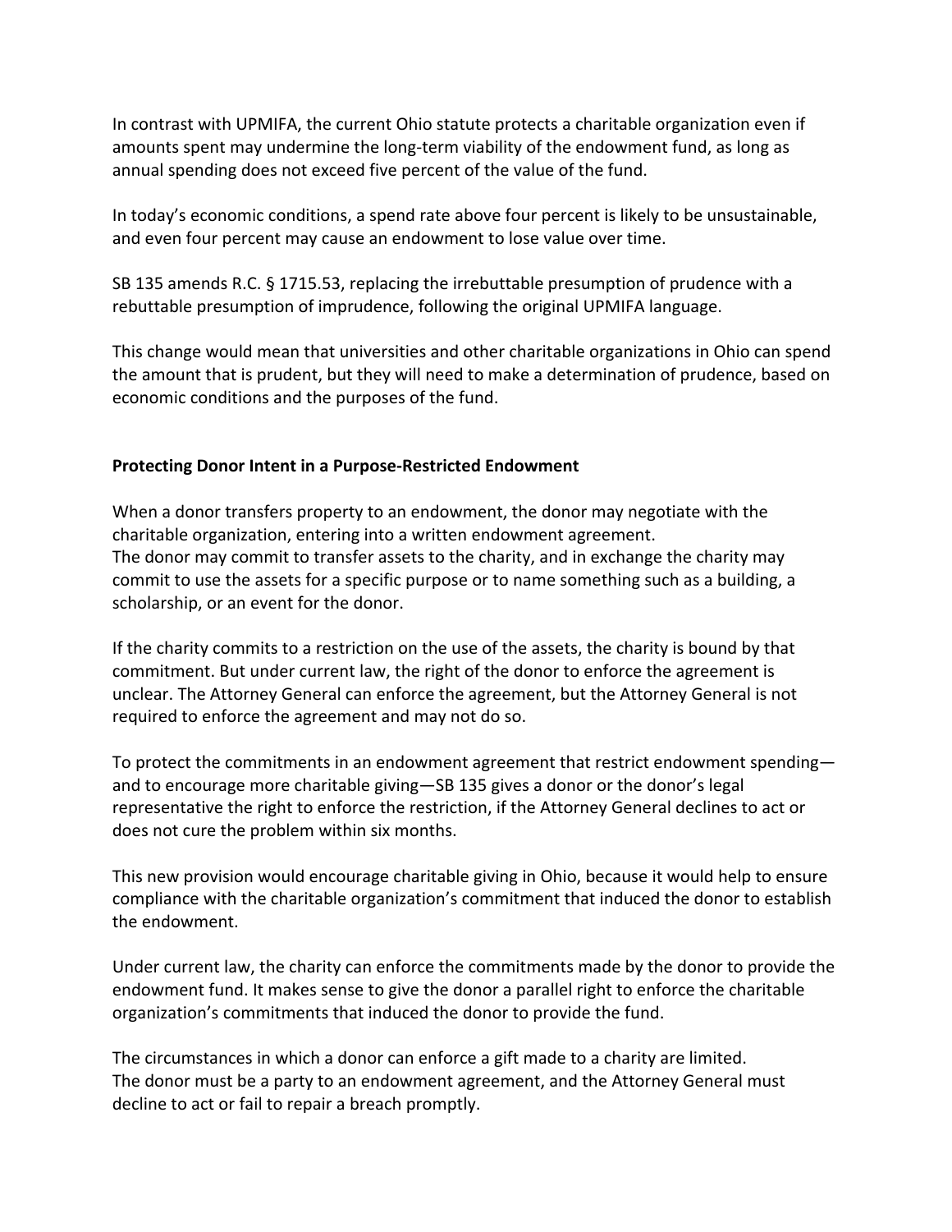In contrast with UPMIFA, the current Ohio statute protects a charitable organization even if amounts spent may undermine the long-term viability of the endowment fund, as long as annual spending does not exceed five percent of the value of the fund.

In today's economic conditions, a spend rate above four percent is likely to be unsustainable, and even four percent may cause an endowment to lose value over time.

SB 135 amends R.C. § 1715.53, replacing the irrebuttable presumption of prudence with a rebuttable presumption of imprudence, following the original UPMIFA language.

This change would mean that universities and other charitable organizations in Ohio can spend the amount that is prudent, but they will need to make a determination of prudence, based on economic conditions and the purposes of the fund.

**Protecting Donor Intent in a Purpose-Restricted Endowment**

When a donor transfers property to an endowment, the donor may negotiate with the charitable organization, entering into a written endowment agreement.
The donor may commit to transfer assets to the charity, and in exchange the charity may commit to use the assets for a specific purpose or to name something such as a building, a scholarship, or an event for the donor.

If the charity commits to a restriction on the use of the assets, the charity is bound by that commitment. But under current law, the right of the donor to enforce the agreement is unclear. The Attorney General can enforce the agreement, but the Attorney General is not required to enforce the agreement and may not do so.

To protect the commitments in an endowment agreement that restrict endowment spending—and to encourage more charitable giving—SB 135 gives a donor or the donor's legal representative the right to enforce the restriction, if the Attorney General declines to act or does not cure the problem within six months.

This new provision would encourage charitable giving in Ohio, because it would help to ensure compliance with the charitable organization's commitment that induced the donor to establish the endowment.

Under current law, the charity can enforce the commitments made by the donor to provide the endowment fund. It makes sense to give the donor a parallel right to enforce the charitable organization's commitments that induced the donor to provide the fund.

The circumstances in which a donor can enforce a gift made to a charity are limited.
The donor must be a party to an endowment agreement, and the Attorney General must decline to act or fail to repair a breach promptly.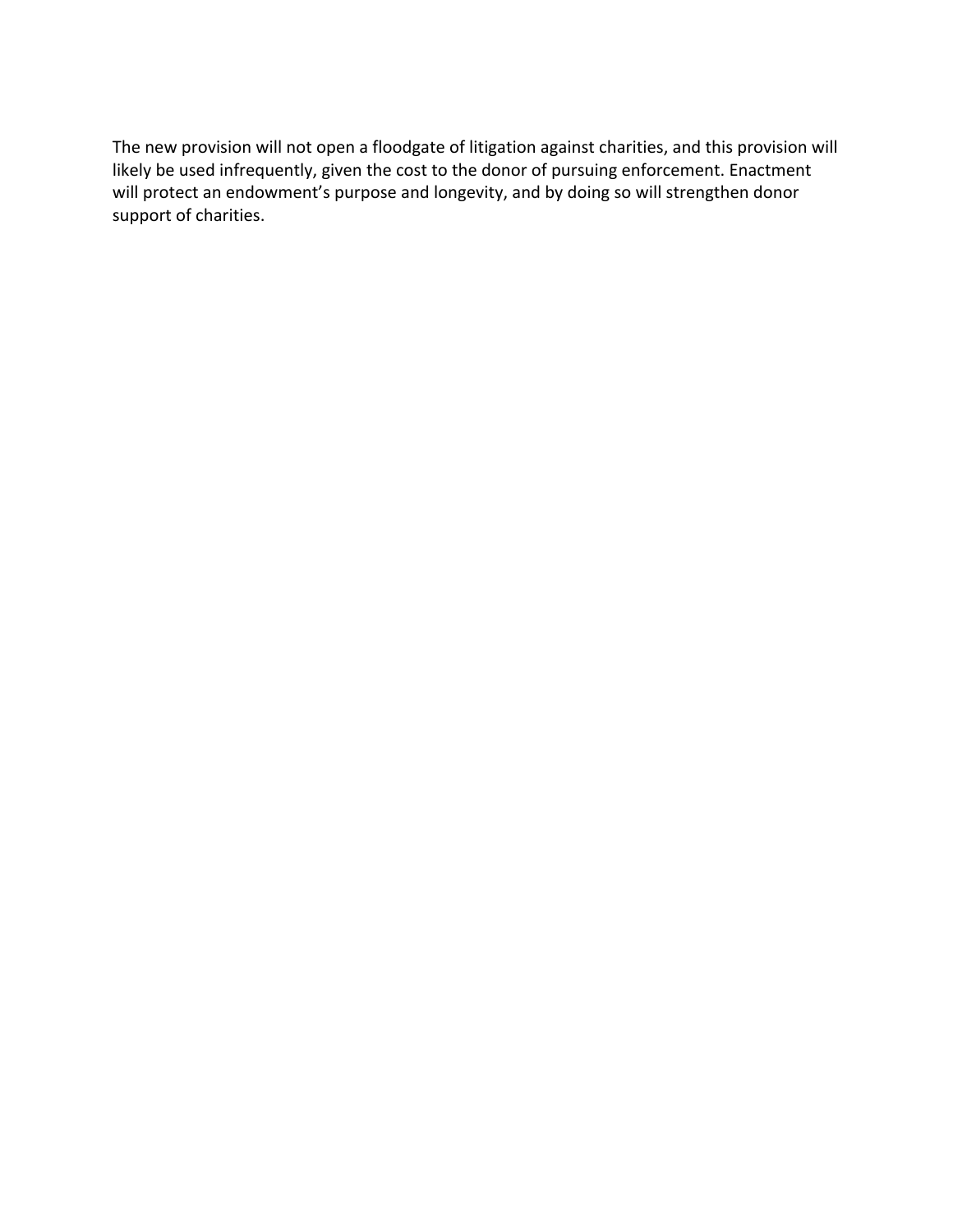The new provision will not open a floodgate of litigation against charities, and this provision will likely be used infrequently, given the cost to the donor of pursuing enforcement. Enactment will protect an endowment's purpose and longevity, and by doing so will strengthen donor support of charities.